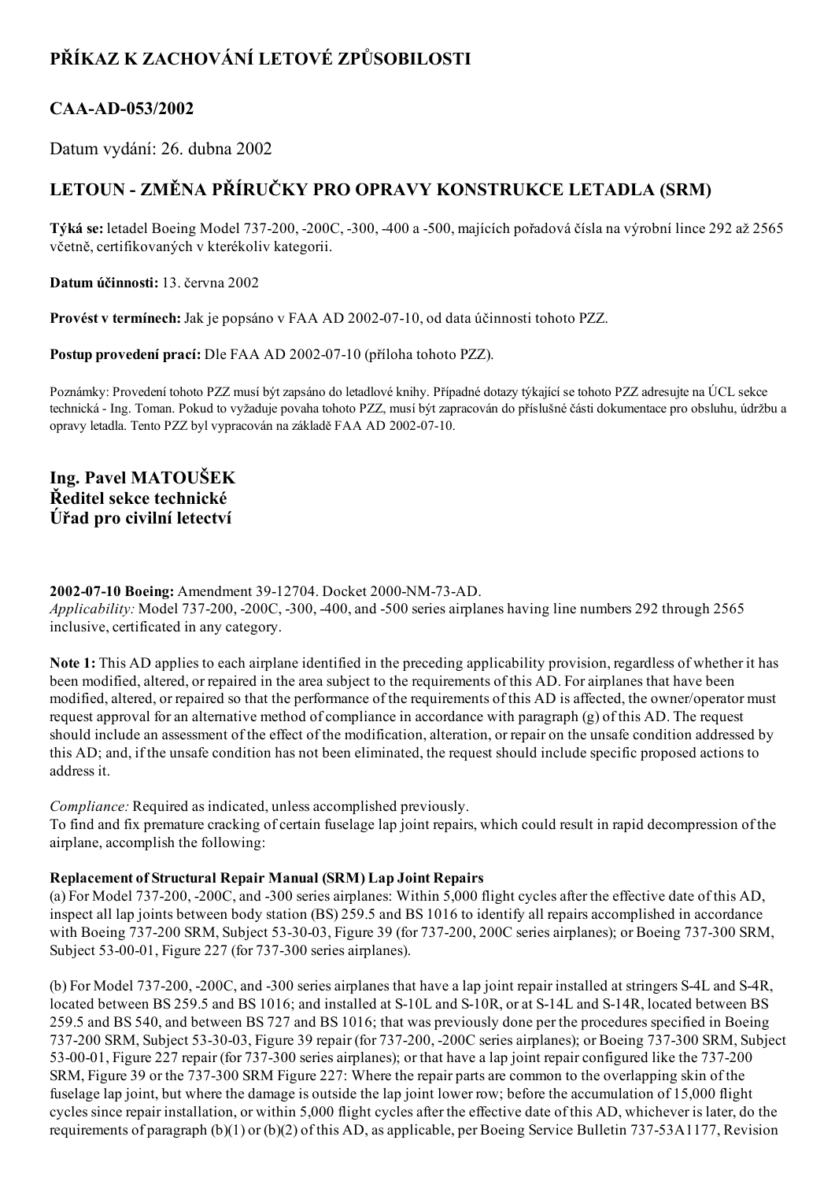# PŘÍKAZ K ZACHOVÁNÍ LETOVÉ ZPŮSOBILOSTI

## CAA-AD-053/2002

Datum vydání: 26. dubna 2002

## LETOUN - ZMĚNA PŘÍRUČKY PRO OPRAVY KONSTRUKCE LETADLA (SRM)

**Týká se:** letadel Boeing Model 737-200, -200C, -300, -400 a -500, majících pořadová čísla na výrobní lince 292 až 2565 včetně, certifikovaných v kterékoliv kategorii.

**Datum účinnosti:** 13. června 2002

**Provést v termínech:** Jak je popsáno v FAA AD 2002-07-10, od data účinnosti tohoto PZZ.

**Postup provedení prací:** Dle FAA AD 2002-07-10 (příloha tohoto PZZ).

Poznámky: Provedení tohoto PZZ musí být zapsáno do letadlové knihy. Případné dotazy týkající se tohoto PZZ adresujte na ÚCL sekce technická - Ing. Toman. Pokud to vyžaduje povaha tohoto PZZ, musí být zapracován do příslušné části dokumentace pro obsluhu, údržbu a opravy letadla. Tento PZZ byl vypracován na základě FAA AD 2002-07-10.

**Ing. Pavel MATOUŠEK**
**Ředitel sekce technické**
**Úřad pro civilní letectví**

**2002-07-10 Boeing:** Amendment 39-12704. Docket 2000-NM-73-AD.
*Applicability:* Model 737-200, -200C, -300, -400, and -500 series airplanes having line numbers 292 through 2565 inclusive, certificated in any category.

**Note 1:** This AD applies to each airplane identified in the preceding applicability provision, regardless of whether it has been modified, altered, or repaired in the area subject to the requirements of this AD. For airplanes that have been modified, altered, or repaired so that the performance of the requirements of this AD is affected, the owner/operator must request approval for an alternative method of compliance in accordance with paragraph (g) of this AD. The request should include an assessment of the effect of the modification, alteration, or repair on the unsafe condition addressed by this AD; and, if the unsafe condition has not been eliminated, the request should include specific proposed actions to address it.

*Compliance:* Required as indicated, unless accomplished previously.
To find and fix premature cracking of certain fuselage lap joint repairs, which could result in rapid decompression of the airplane, accomplish the following:

**Replacement of Structural Repair Manual (SRM) Lap Joint Repairs**
(a) For Model 737-200, -200C, and -300 series airplanes: Within 5,000 flight cycles after the effective date of this AD, inspect all lap joints between body station (BS) 259.5 and BS 1016 to identify all repairs accomplished in accordance with Boeing 737-200 SRM, Subject 53-30-03, Figure 39 (for 737-200, 200C series airplanes); or Boeing 737-300 SRM, Subject 53-00-01, Figure 227 (for 737-300 series airplanes).

(b) For Model 737-200, -200C, and -300 series airplanes that have a lap joint repair installed at stringers S-4L and S-4R, located between BS 259.5 and BS 1016; and installed at S-10L and S-10R, or at S-14L and S-14R, located between BS 259.5 and BS 540, and between BS 727 and BS 1016; that was previously done per the procedures specified in Boeing 737-200 SRM, Subject 53-30-03, Figure 39 repair (for 737-200, -200C series airplanes); or Boeing 737-300 SRM, Subject 53-00-01, Figure 227 repair (for 737-300 series airplanes); or that have a lap joint repair configured like the 737-200 SRM, Figure 39 or the 737-300 SRM Figure 227: Where the repair parts are common to the overlapping skin of the fuselage lap joint, but where the damage is outside the lap joint lower row; before the accumulation of 15,000 flight cycles since repair installation, or within 5,000 flight cycles after the effective date of this AD, whichever is later, do the requirements of paragraph (b)(1) or (b)(2) of this AD, as applicable, per Boeing Service Bulletin 737-53A1177, Revision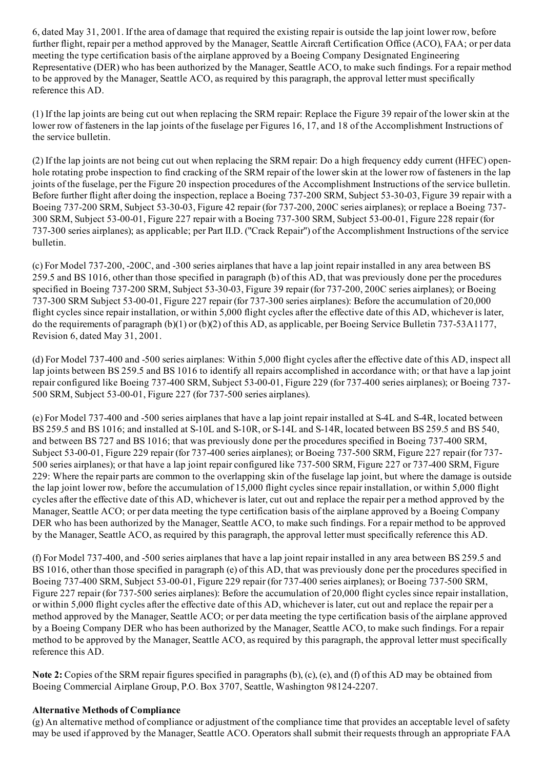6, dated May 31, 2001. If the area of damage that required the existing repair is outside the lap joint lower row, before further flight, repair per a method approved by the Manager, Seattle Aircraft Certification Office (ACO), FAA; or per data meeting the type certification basis of the airplane approved by a Boeing Company Designated Engineering Representative (DER) who has been authorized by the Manager, Seattle ACO, to make such findings. For a repair method to be approved by the Manager, Seattle ACO, as required by this paragraph, the approval letter must specifically reference this AD.

(1) If the lap joints are being cut out when replacing the SRM repair: Replace the Figure 39 repair of the lower skin at the lower row of fasteners in the lap joints of the fuselage per Figures 16, 17, and 18 of the Accomplishment Instructions of the service bulletin.

(2) If the lap joints are not being cut out when replacing the SRM repair: Do a high frequency eddy current (HFEC) open-hole rotating probe inspection to find cracking of the SRM repair of the lower skin at the lower row of fasteners in the lap joints of the fuselage, per the Figure 20 inspection procedures of the Accomplishment Instructions of the service bulletin. Before further flight after doing the inspection, replace a Boeing 737-200 SRM, Subject 53-30-03, Figure 39 repair with a Boeing 737-200 SRM, Subject 53-30-03, Figure 42 repair (for 737-200, 200C series airplanes); or replace a Boeing 737-300 SRM, Subject 53-00-01, Figure 227 repair with a Boeing 737-300 SRM, Subject 53-00-01, Figure 228 repair (for 737-300 series airplanes); as applicable; per Part II.D. ("Crack Repair") of the Accomplishment Instructions of the service bulletin.

(c) For Model 737-200, -200C, and -300 series airplanes that have a lap joint repair installed in any area between BS 259.5 and BS 1016, other than those specified in paragraph (b) of this AD, that was previously done per the procedures specified in Boeing 737-200 SRM, Subject 53-30-03, Figure 39 repair (for 737-200, 200C series airplanes); or Boeing 737-300 SRM Subject 53-00-01, Figure 227 repair (for 737-300 series airplanes): Before the accumulation of 20,000 flight cycles since repair installation, or within 5,000 flight cycles after the effective date of this AD, whichever is later, do the requirements of paragraph (b)(1) or (b)(2) of this AD, as applicable, per Boeing Service Bulletin 737-53A1177, Revision 6, dated May 31, 2001.

(d) For Model 737-400 and -500 series airplanes: Within 5,000 flight cycles after the effective date of this AD, inspect all lap joints between BS 259.5 and BS 1016 to identify all repairs accomplished in accordance with; or that have a lap joint repair configured like Boeing 737-400 SRM, Subject 53-00-01, Figure 229 (for 737-400 series airplanes); or Boeing 737-500 SRM, Subject 53-00-01, Figure 227 (for 737-500 series airplanes).

(e) For Model 737-400 and -500 series airplanes that have a lap joint repair installed at S-4L and S-4R, located between BS 259.5 and BS 1016; and installed at S-10L and S-10R, or S-14L and S-14R, located between BS 259.5 and BS 540, and between BS 727 and BS 1016; that was previously done per the procedures specified in Boeing 737-400 SRM, Subject 53-00-01, Figure 229 repair (for 737-400 series airplanes); or Boeing 737-500 SRM, Figure 227 repair (for 737-500 series airplanes); or that have a lap joint repair configured like 737-500 SRM, Figure 227 or 737-400 SRM, Figure 229: Where the repair parts are common to the overlapping skin of the fuselage lap joint, but where the damage is outside the lap joint lower row, before the accumulation of 15,000 flight cycles since repair installation, or within 5,000 flight cycles after the effective date of this AD, whichever is later, cut out and replace the repair per a method approved by the Manager, Seattle ACO; or per data meeting the type certification basis of the airplane approved by a Boeing Company DER who has been authorized by the Manager, Seattle ACO, to make such findings. For a repair method to be approved by the Manager, Seattle ACO, as required by this paragraph, the approval letter must specifically reference this AD.

(f) For Model 737-400, and -500 series airplanes that have a lap joint repair installed in any area between BS 259.5 and BS 1016, other than those specified in paragraph (e) of this AD, that was previously done per the procedures specified in Boeing 737-400 SRM, Subject 53-00-01, Figure 229 repair (for 737-400 series airplanes); or Boeing 737-500 SRM, Figure 227 repair (for 737-500 series airplanes): Before the accumulation of 20,000 flight cycles since repair installation, or within 5,000 flight cycles after the effective date of this AD, whichever is later, cut out and replace the repair per a method approved by the Manager, Seattle ACO; or per data meeting the type certification basis of the airplane approved by a Boeing Company DER who has been authorized by the Manager, Seattle ACO, to make such findings. For a repair method to be approved by the Manager, Seattle ACO, as required by this paragraph, the approval letter must specifically reference this AD.

**Note 2:** Copies of the SRM repair figures specified in paragraphs (b), (c), (e), and (f) of this AD may be obtained from Boeing Commercial Airplane Group, P.O. Box 3707, Seattle, Washington 98124-2207.

**Alternative Methods of Compliance**

(g) An alternative method of compliance or adjustment of the compliance time that provides an acceptable level of safety may be used if approved by the Manager, Seattle ACO. Operators shall submit their requests through an appropriate FAA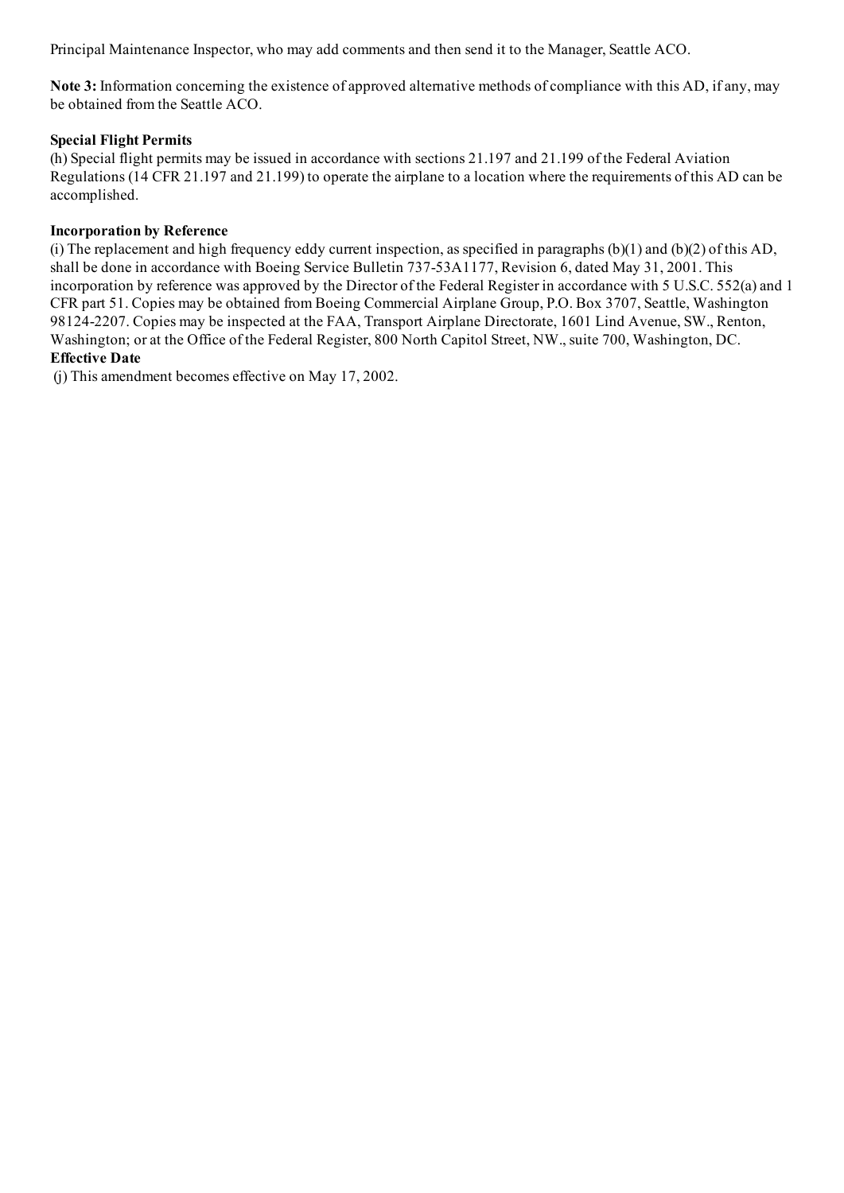Principal Maintenance Inspector, who may add comments and then send it to the Manager, Seattle ACO.

**Note 3:** Information concerning the existence of approved alternative methods of compliance with this AD, if any, may be obtained from the Seattle ACO.

**Special Flight Permits**

(h) Special flight permits may be issued in accordance with sections 21.197 and 21.199 of the Federal Aviation Regulations (14 CFR 21.197 and 21.199) to operate the airplane to a location where the requirements of this AD can be accomplished.

**Incorporation by Reference**

(i) The replacement and high frequency eddy current inspection, as specified in paragraphs (b)(1) and (b)(2) of this AD, shall be done in accordance with Boeing Service Bulletin 737-53A1177, Revision 6, dated May 31, 2001. This incorporation by reference was approved by the Director of the Federal Register in accordance with 5 U.S.C. 552(a) and 1 CFR part 51. Copies may be obtained from Boeing Commercial Airplane Group, P.O. Box 3707, Seattle, Washington 98124-2207. Copies may be inspected at the FAA, Transport Airplane Directorate, 1601 Lind Avenue, SW., Renton, Washington; or at the Office of the Federal Register, 800 North Capitol Street, NW., suite 700, Washington, DC.

**Effective Date**

(j) This amendment becomes effective on May 17, 2002.